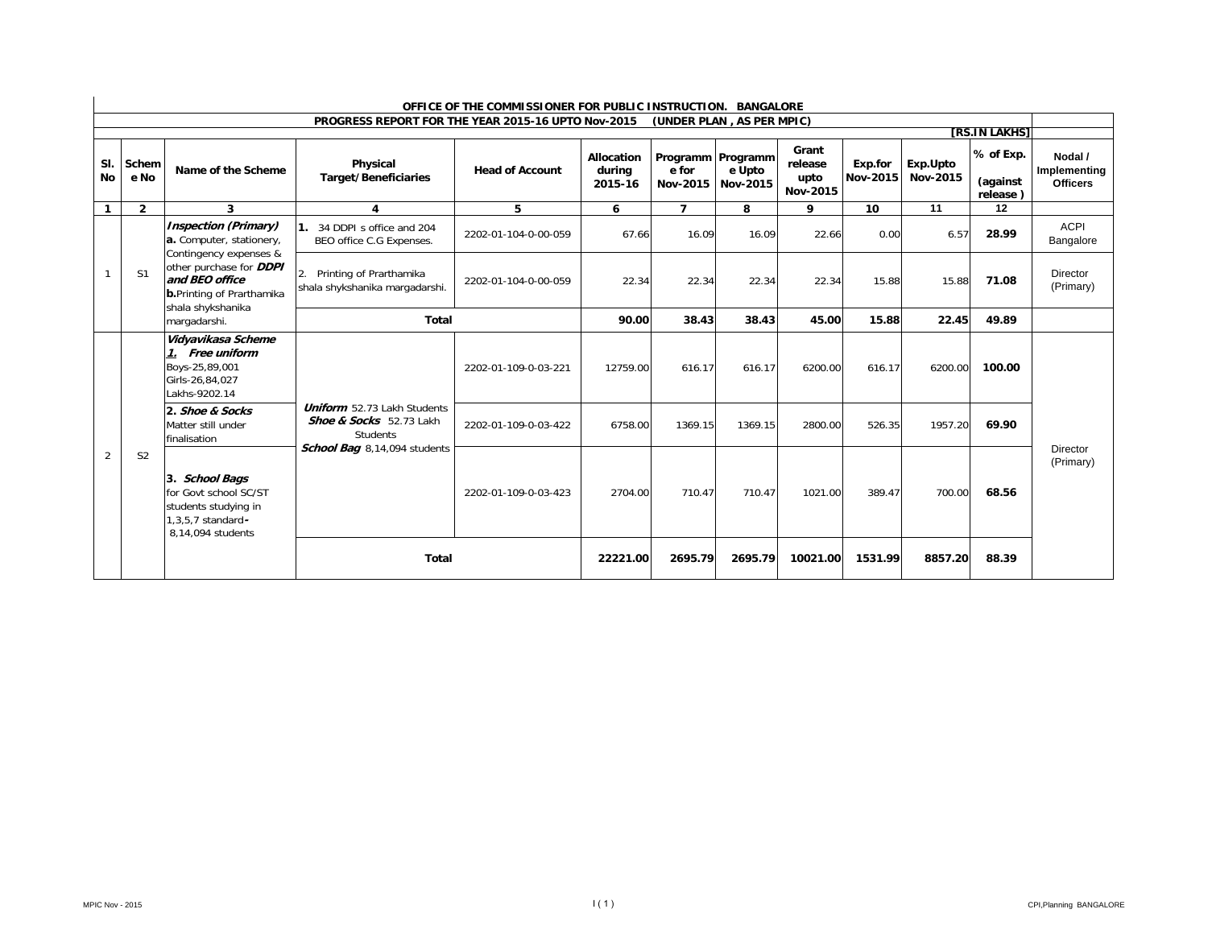# OFFICE OF THE COMMISSIONER FOR PUBLIC INSTRUCTION. BANGALORE

## PROGRESS REPORT FOR THE YEAR 2015-16 UPTO Nov-2015 (UNDER PLAN , AS PER MPIC)

**[RS.IN LAKHS]**

| Sl. No | Scheme No | Name of the Scheme | Physical Target/Beneficiaries | Head of Account | Allocation during 2015-16 | Programme for Nov-2015 | Programme Upto Nov-2015 | Grant release upto Nov-2015 | Exp.for Nov-2015 | Exp.Upto Nov-2015 | % of Exp. (against release ) | Nodal / Implementing Officers |
|---|---|---|---|---|---|---|---|---|---|---|---|---|
| 1 | 2 | 3 | 4 | 5 | 6 | 7 | 8 | 9 | 10 | 11 | 12 | |
| 1 | S1 | ***Inspection (Primary)*** **a.** Computer, stationery, Contingency expenses & other purchase for ***DDPI and BEO office*** **b.**Printing of Prarthamika shala shykshanika margadarshi. | **1.** 34 DDPI s office and 204 BEO office C.G Expenses. | 2202-01-104-0-00-059 | 67.66 | 16.09 | 16.09 | 22.66 | 0.00 | 6.57 | **28.99** | ACPI Bangalore |
| | | | 2. Printing of Prarthamika shala shykshanika margadarshi. | 2202-01-104-0-00-059 | 22.34 | 22.34 | 22.34 | 22.34 | 15.88 | 15.88 | **71.08** | Director (Primary) |
| | | | **Total** | | **90.00** | **38.43** | **38.43** | **45.00** | **15.88** | **22.45** | **49.89** | |
| 2 | S2 | ***Vidyavikasa Scheme*** ***1. Free uniform*** Boys-25,89,001 Girls-26,84,027 Lakhs-9202.14 | ***Uniform*** 52.73 Lakh Students ***Shoe & Socks*** 52.73 Lakh Students ***School Bag*** 8,14,094 students | 2202-01-109-0-03-221 | 12759.00 | 616.17 | 616.17 | 6200.00 | 616.17 | 6200.00 | **100.00** | Director (Primary) |
| | | **2. *Shoe & Socks*** Matter still under finalisation | | 2202-01-109-0-03-422 | 6758.00 | 1369.15 | 1369.15 | 2800.00 | 526.35 | 1957.20 | **69.90** | |
| | | **3. *School Bags*** for Govt school SC/ST students studying in 1,3,5,7 standard- 8,14,094 students | | 2202-01-109-0-03-423 | 2704.00 | 710.47 | 710.47 | 1021.00 | 389.47 | 700.00 | **68.56** | |
| | | | **Total** | | **22221.00** | **2695.79** | **2695.79** | **10021.00** | **1531.99** | **8857.20** | **88.39** | |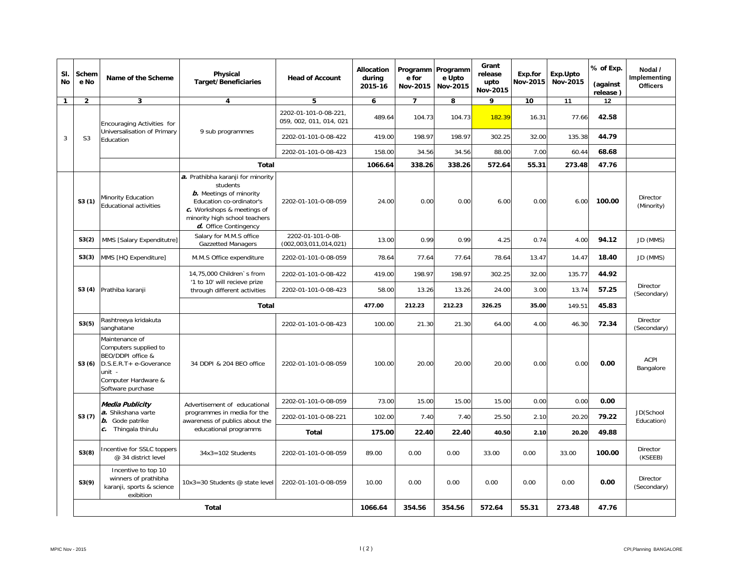| Sl. No | Scheme No | Name of the Scheme | Physical Target/Beneficiaries | Head of Account | Allocation during 2015-16 | Programme for Nov-2015 | Programme Upto Nov-2015 | Grant release upto Nov-2015 | Exp.for Nov-2015 | Exp.Upto Nov-2015 | % of Exp. (against release ) | Nodal / Implementing Officers |
|---|---|---|---|---|---|---|---|---|---|---|---|---|
| 1 | 2 | 3 | 4 | 5 | 6 | 7 | 8 | 9 | 10 | 11 | 12 | |
| 3 | S3 | Encouraging Activities for Universalisation of Primary Education | 9 sub programmes | 2202-01-101-0-08-221, 059, 002, 011, 014, 021 | 489.64 | 104.73 | 104.73 | 182.39 | 16.31 | 77.66 | 42.58 | |
| | | | | 2202-01-101-0-08-422 | 419.00 | 198.97 | 198.97 | 302.25 | 32.00 | 135.38 | 44.79 | |
| | | | | 2202-01-101-0-08-423 | 158.00 | 34.56 | 34.56 | 88.00 | 7.00 | 60.44 | 68.68 | |
| | | | **Total** | | **1066.64** | **338.26** | **338.26** | **572.64** | **55.31** | **273.48** | **47.76** | |
| | **S3 (1)** | Minority Education Educational activities | ***a.*** Prathibha karanji for minority students ***b.*** Meetings of minority Education co-ordinator's ***c.*** Workshops & meetings of minority high school teachers ***d.*** Office Contingency | 2202-01-101-0-08-059 | 24.00 | 0.00 | 0.00 | 6.00 | 0.00 | 6.00 | **100.00** | Director (Minority) |
| | **S3(2)** | MMS [Salary Expenditutre] | Salary for M.M.S office Gazzetted Managers | 2202-01-101-0-08-(002,003,011,014,021) | 13.00 | 0.99 | 0.99 | 4.25 | 0.74 | 4.00 | **94.12** | JD (MMS) |
| | **S3(3)** | MMS [HQ Expenditure] | M.M.S Office expenditure | 2202-01-101-0-08-059 | 78.64 | 77.64 | 77.64 | 78.64 | 13.47 | 14.47 | **18.40** | JD (MMS) |
| | **S3 (4)** | Prathiba karanji | 14,75,000 Children`s from '1 to 10' will recieve prize through different activities | 2202-01-101-0-08-422 | 419.00 | 198.97 | 198.97 | 302.25 | 32.00 | 135.77 | **44.92** | Director (Secondary) |
| | | | | 2202-01-101-0-08-423 | 58.00 | 13.26 | 13.26 | 24.00 | 3.00 | 13.74 | **57.25** | |
| | | | **Total** | | **477.00** | **212.23** | **212.23** | **326.25** | **35.00** | 149.51 | **45.83** | |
| | **S3(5)** | Rashtreeya kridakuta sanghatane | | 2202-01-101-0-08-423 | 100.00 | 21.30 | 21.30 | 64.00 | 4.00 | 46.30 | **72.34** | Director (Secondary) |
| | **S3 (6)** | Maintenance of Computers supplied to BEO/DDPI office & D.S.E.R.T+ e-Goverance unit - Computer Hardware & Software purchase | 34 DDPI & 204 BEO office | 2202-01-101-0-08-059 | 100.00 | 20.00 | 20.00 | 20.00 | 0.00 | 0.00 | **0.00** | ACPI Bangalore |
| | **S3 (7)** | ***Media Publicity*** ***a.*** Shikshana varte ***b.*** Gode patrike ***c.*** Thingala thirulu | Advertisement of educational programmes in media for the awareness of publics about the educational programms | 2202-01-101-0-08-059 | 73.00 | 15.00 | 15.00 | 15.00 | 0.00 | 0.00 | **0.00** | JD(School Education) |
| | | | | 2202-01-101-0-08-221 | 102.00 | 7.40 | 7.40 | 25.50 | 2.10 | 20.20 | **79.22** | |
| | | | | **Total** | **175.00** | **22.40** | **22.40** | **40.50** | **2.10** | **20.20** | **49.88** | |
| | **S3(8)** | Incentive for SSLC toppers @ 34 district level | 34x3=102 Students | 2202-01-101-0-08-059 | 89.00 | 0.00 | 0.00 | 33.00 | 0.00 | 33.00 | **100.00** | Director (KSEEB) |
| | **S3(9)** | Incentive to top 10 winners of prathibha karanji, sports & science exibition | 10x3=30 Students @ state level | 2202-01-101-0-08-059 | 10.00 | 0.00 | 0.00 | 0.00 | 0.00 | 0.00 | **0.00** | Director (Secondary) |
| | | **Total** | | | **1066.64** | **354.56** | **354.56** | **572.64** | **55.31** | **273.48** | **47.76** | |

MPIC Nov - 2015 | I ( 2 ) | CPI,Planning BANGALORE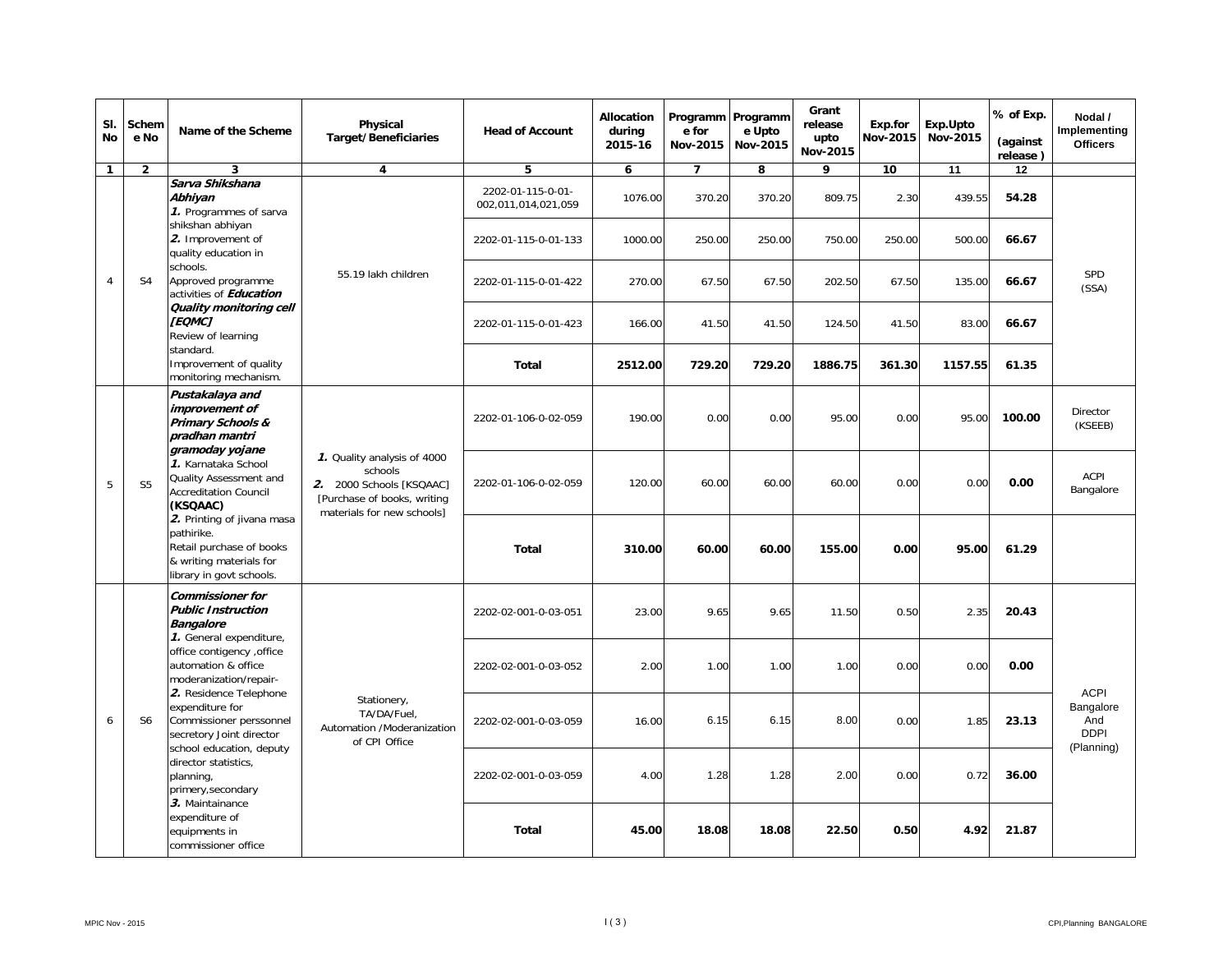| Sl. No | Scheme No | Name of the Scheme | Physical Target/Beneficiaries | Head of Account | Allocation during 2015-16 | Programme for Nov-2015 | Programme Upto Nov-2015 | Grant release upto Nov-2015 | Exp.for Nov-2015 | Exp.Upto Nov-2015 | % of Exp. (against release ) | Nodal / Implementing Officers |
|---|---|---|---|---|---|---|---|---|---|---|---|---|
| 1 | 2 | 3 | 4 | 5 | 6 | 7 | 8 | 9 | 10 | 11 | 12 | |
| 4 | S4 | ***Sarva Shikshana Abhiyan*** ***1.*** Programmes of sarva shikshan abhiyan ***2.*** Improvement of quality education in schools. Approved programme activities of ***Education Quality monitoring cell [EQMC]*** Review of learning standard. Improvement of quality monitoring mechanism. | 55.19 lakh children | 2202-01-115-0-01-002,011,014,021,059 | 1076.00 | 370.20 | 370.20 | 809.75 | 2.30 | 439.55 | **54.28** | SPD (SSA) |
| | | | | 2202-01-115-0-01-133 | 1000.00 | 250.00 | 250.00 | 750.00 | 250.00 | 500.00 | **66.67** | |
| | | | | 2202-01-115-0-01-422 | 270.00 | 67.50 | 67.50 | 202.50 | 67.50 | 135.00 | **66.67** | |
| | | | | 2202-01-115-0-01-423 | 166.00 | 41.50 | 41.50 | 124.50 | 41.50 | 83.00 | **66.67** | |
| | | | | **Total** | **2512.00** | **729.20** | **729.20** | **1886.75** | **361.30** | **1157.55** | **61.35** | |
| 5 | S5 | ***Pustakalaya and improvement of Primary Schools & pradhan mantri gramoday yojane*** ***1.*** Karnataka School Quality Assessment and Accreditation Council **(KSQAAC)** ***2.*** Printing of jivana masa pathirike. Retail purchase of books & writing materials for library in govt schools. | ***1.*** Quality analysis of 4000 schools ***2.*** 2000 Schools [KSQAAC] [Purchase of books, writing materials for new schools] | 2202-01-106-0-02-059 | 190.00 | 0.00 | 0.00 | 95.00 | 0.00 | 95.00 | **100.00** | Director (KSEEB) |
| | | | | 2202-01-106-0-02-059 | 120.00 | 60.00 | 60.00 | 60.00 | 0.00 | 0.00 | **0.00** | ACPI Bangalore |
| | | | | **Total** | **310.00** | **60.00** | **60.00** | **155.00** | **0.00** | **95.00** | **61.29** | |
| 6 | S6 | ***Commissioner for Public Instruction Bangalore*** ***1.*** General expenditure, office contigency ,office automation & office moderanization/repair- ***2.*** Residence Telephone expenditure for Commissioner perssonnel secretory Joint director school education, deputy director statistics, planning, primery,secondary ***3.*** Maintainance expenditure of equipments in commissioner office | Stationery, TA/DA/Fuel, Automation /Moderanization of CPI Office | 2202-02-001-0-03-051 | 23.00 | 9.65 | 9.65 | 11.50 | 0.50 | 2.35 | **20.43** | ACPI Bangalore And DDPI (Planning) |
| | | | | 2202-02-001-0-03-052 | 2.00 | 1.00 | 1.00 | 1.00 | 0.00 | 0.00 | **0.00** | |
| | | | | 2202-02-001-0-03-059 | 16.00 | 6.15 | 6.15 | 8.00 | 0.00 | 1.85 | **23.13** | |
| | | | | 2202-02-001-0-03-059 | 4.00 | 1.28 | 1.28 | 2.00 | 0.00 | 0.72 | **36.00** | |
| | | | | **Total** | **45.00** | **18.08** | **18.08** | **22.50** | **0.50** | **4.92** | **21.87** | |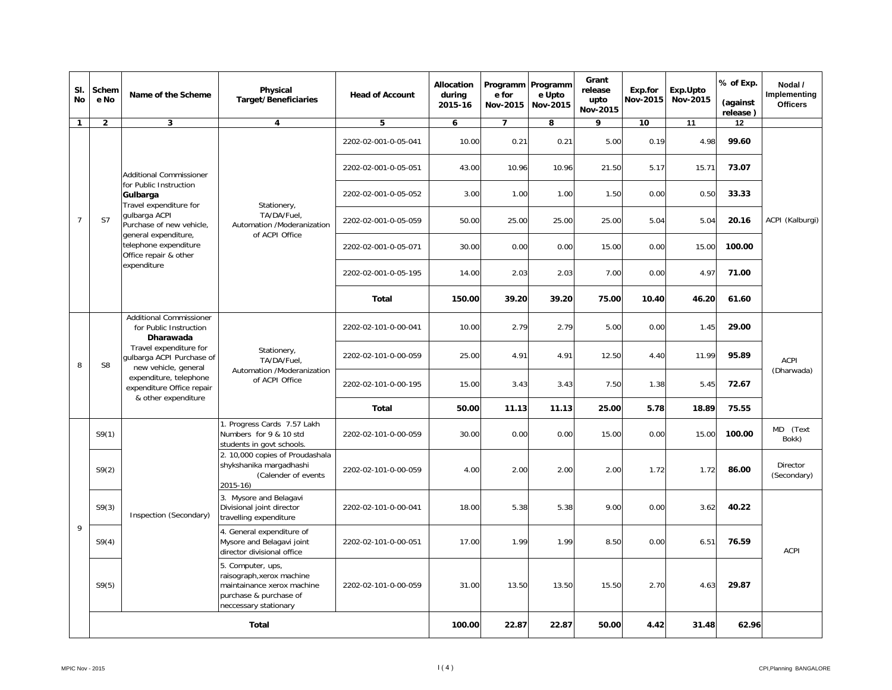| Sl. No | Scheme No | Name of the Scheme | Physical Target/Beneficiaries | Head of Account | Allocation during 2015-16 | Programme for Nov-2015 | Programme Upto Nov-2015 | Grant release upto Nov-2015 | Exp.for Nov-2015 | Exp.Upto Nov-2015 | % of Exp. (against release ) | Nodal / Implementing Officers |
|---|---|---|---|---|---|---|---|---|---|---|---|---|
| 1 | 2 | 3 | 4 | 5 | 6 | 7 | 8 | 9 | 10 | 11 | 12 | |
| 7 | S7 | Additional Commissioner for Public Instruction **Gulbarga** Travel expenditure for gulbarga ACPI Purchase of new vehicle, general expenditure, telephone expenditure Office repair & other expenditure | Stationery, TA/DA/Fuel, Automation /Moderanization of ACPI Office | 2202-02-001-0-05-041 | 10.00 | 0.21 | 0.21 | 5.00 | 0.19 | 4.98 | **99.60** | ACPI (Kalburgi) |
| | | | | 2202-02-001-0-05-051 | 43.00 | 10.96 | 10.96 | 21.50 | 5.17 | 15.71 | **73.07** | |
| | | | | 2202-02-001-0-05-052 | 3.00 | 1.00 | 1.00 | 1.50 | 0.00 | 0.50 | **33.33** | |
| | | | | 2202-02-001-0-05-059 | 50.00 | 25.00 | 25.00 | 25.00 | 5.04 | 5.04 | **20.16** | |
| | | | | 2202-02-001-0-05-071 | 30.00 | 0.00 | 0.00 | 15.00 | 0.00 | 15.00 | **100.00** | |
| | | | | 2202-02-001-0-05-195 | 14.00 | 2.03 | 2.03 | 7.00 | 0.00 | 4.97 | **71.00** | |
| | | | | **Total** | **150.00** | **39.20** | **39.20** | **75.00** | **10.40** | **46.20** | **61.60** | |
| 8 | S8 | Additional Commissioner for Public Instruction **Dharawada** Travel expenditure for gulbarga ACPI Purchase of new vehicle, general expenditure, telephone expenditure Office repair & other expenditure | Stationery, TA/DA/Fuel, Automation /Moderanization of ACPI Office | 2202-02-101-0-00-041 | 10.00 | 2.79 | 2.79 | 5.00 | 0.00 | 1.45 | **29.00** | ACPI (Dharwada) |
| | | | | 2202-02-101-0-00-059 | 25.00 | 4.91 | 4.91 | 12.50 | 4.40 | 11.99 | **95.89** | |
| | | | | 2202-02-101-0-00-195 | 15.00 | 3.43 | 3.43 | 7.50 | 1.38 | 5.45 | **72.67** | |
| | | | | **Total** | **50.00** | **11.13** | **11.13** | **25.00** | **5.78** | **18.89** | **75.55** | |
| 9 | S9(1) | Inspection (Secondary) | 1. Progress Cards 7.57 Lakh Numbers for 9 & 10 std students in govt schools. | 2202-02-101-0-00-059 | 30.00 | 0.00 | 0.00 | 15.00 | 0.00 | 15.00 | **100.00** | MD (Text Bokk) |
| | S9(2) | | 2. 10,000 copies of Proudashala shykshanika margadhashi (Calender of events 2015-16) | 2202-02-101-0-00-059 | 4.00 | 2.00 | 2.00 | 2.00 | 1.72 | 1.72 | **86.00** | Director (Secondary) |
| | S9(3) | | 3. Mysore and Belagavi Divisional joint director travelling expenditure | 2202-02-101-0-00-041 | 18.00 | 5.38 | 5.38 | 9.00 | 0.00 | 3.62 | **40.22** | ACPI |
| | S9(4) | | 4. General expenditure of Mysore and Belagavi joint director divisional office | 2202-02-101-0-00-051 | 17.00 | 1.99 | 1.99 | 8.50 | 0.00 | 6.51 | **76.59** | |
| | S9(5) | | 5. Computer, ups, raisograph,xerox machine maintainance xerox machine purchase & purchase of neccessary stationary | 2202-02-101-0-00-059 | 31.00 | 13.50 | 13.50 | 15.50 | 2.70 | 4.63 | **29.87** | |
| | **Total** | | | | **100.00** | **22.87** | **22.87** | **50.00** | **4.42** | **31.48** | **62.96** | |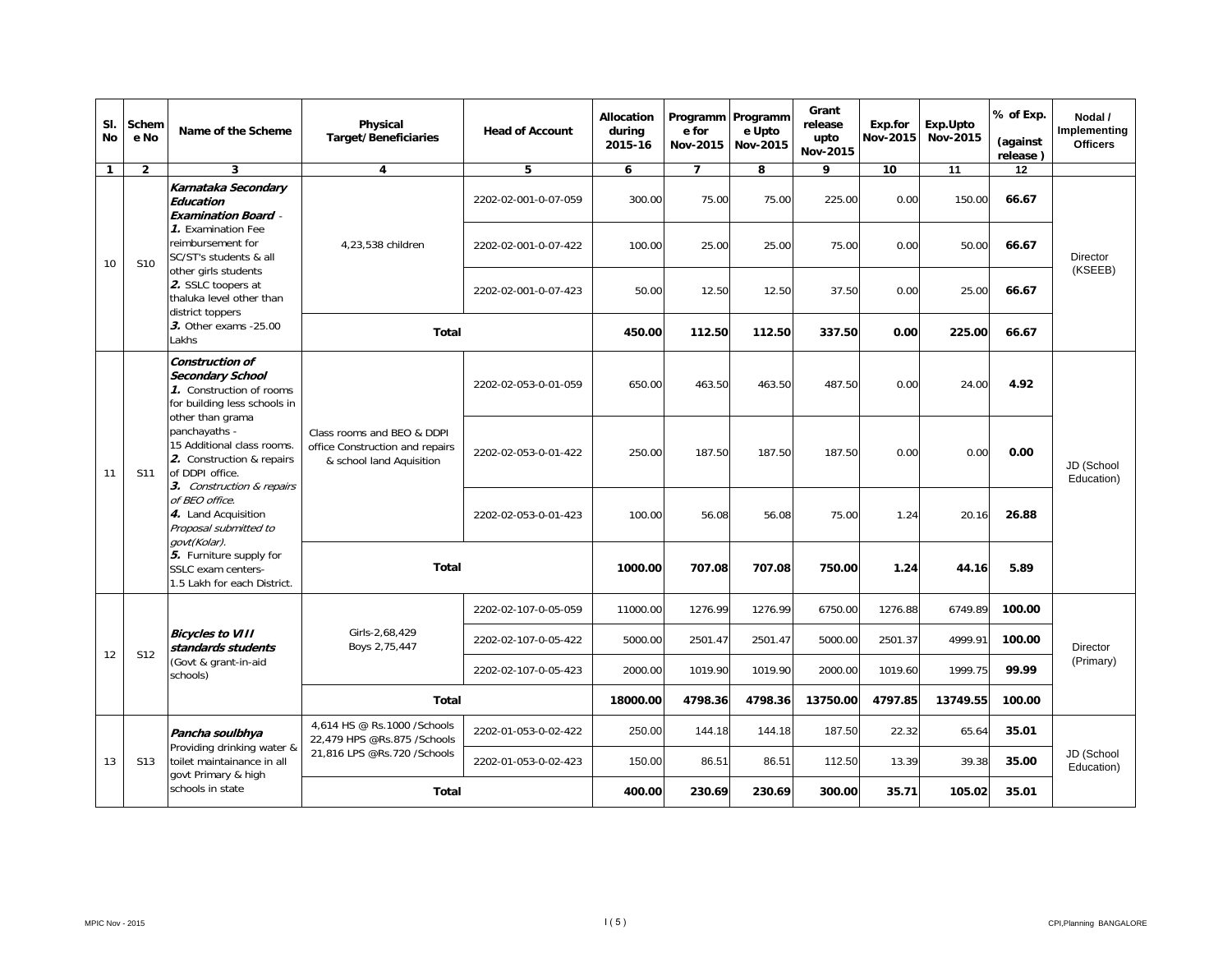| Sl. No | Scheme No | Name of the Scheme | Physical Target/Beneficiaries | Head of Account | Allocation during 2015-16 | Programme for Nov-2015 | Programme Upto Nov-2015 | Grant release upto Nov-2015 | Exp.for Nov-2015 | Exp.Upto Nov-2015 | % of Exp. (against release ) | Nodal / Implementing Officers |
|---|---|---|---|---|---|---|---|---|---|---|---|---|
| 1 | 2 | 3 | 4 | 5 | 6 | 7 | 8 | 9 | 10 | 11 | 12 | |
| 10 | S10 | ***Karnataka Secondary Education Examination Board*** - ***1.*** Examination Fee reimbursement for SC/ST's students & all other girls students ***2.*** SSLC toopers at thaluka level other than district toppers ***3.*** Other exams -25.00 Lakhs | 4,23,538 children | 2202-02-001-0-07-059 | 300.00 | 75.00 | 75.00 | 225.00 | 0.00 | 150.00 | **66.67** | Director (KSEEB) |
| | | | | 2202-02-001-0-07-422 | 100.00 | 25.00 | 25.00 | 75.00 | 0.00 | 50.00 | **66.67** | |
| | | | | 2202-02-001-0-07-423 | 50.00 | 12.50 | 12.50 | 37.50 | 0.00 | 25.00 | **66.67** | |
| | | | **Total** | | **450.00** | **112.50** | **112.50** | **337.50** | **0.00** | **225.00** | **66.67** | |
| 11 | S11 | ***Construction of Secondary School*** ***1.*** Construction of rooms for building less schools in other than grama panchayaths - 15 Additional class rooms. ***2.*** Construction & repairs of DDPI office. ***3.*** *Construction & repairs of BEO office.* ***4.*** Land Acquisition *Proposal submitted to govt(Kolar).* ***5.*** Furniture supply for SSLC exam centers- 1.5 Lakh for each District. | Class rooms and BEO & DDPI office Construction and repairs & school land Aquisition | 2202-02-053-0-01-059 | 650.00 | 463.50 | 463.50 | 487.50 | 0.00 | 24.00 | **4.92** | JD (School Education) |
| | | | | 2202-02-053-0-01-422 | 250.00 | 187.50 | 187.50 | 187.50 | 0.00 | 0.00 | **0.00** | |
| | | | | 2202-02-053-0-01-423 | 100.00 | 56.08 | 56.08 | 75.00 | 1.24 | 20.16 | **26.88** | |
| | | | **Total** | | **1000.00** | **707.08** | **707.08** | **750.00** | **1.24** | **44.16** | **5.89** | |
| 12 | S12 | ***Bicycles to VIII standards students*** (Govt & grant-in-aid schools) | Girls-2,68,429 Boys 2,75,447 | 2202-02-107-0-05-059 | 11000.00 | 1276.99 | 1276.99 | 6750.00 | 1276.88 | 6749.89 | **100.00** | Director (Primary) |
| | | | | 2202-02-107-0-05-422 | 5000.00 | 2501.47 | 2501.47 | 5000.00 | 2501.37 | 4999.91 | **100.00** | |
| | | | | 2202-02-107-0-05-423 | 2000.00 | 1019.90 | 1019.90 | 2000.00 | 1019.60 | 1999.75 | **99.99** | |
| | | | **Total** | | **18000.00** | **4798.36** | **4798.36** | **13750.00** | **4797.85** | **13749.55** | **100.00** | |
| 13 | S13 | ***Pancha soulbhya*** Providing drinking water & toilet maintainance in all govt Primary & high schools in state | 4,614 HS @ Rs.1000 /Schools 22,479 HPS @Rs.875 /Schools 21,816 LPS @Rs.720 /Schools | 2202-01-053-0-02-422 | 250.00 | 144.18 | 144.18 | 187.50 | 22.32 | 65.64 | **35.01** | JD (School Education) |
| | | | | 2202-01-053-0-02-423 | 150.00 | 86.51 | 86.51 | 112.50 | 13.39 | 39.38 | **35.00** | |
| | | | **Total** | | **400.00** | **230.69** | **230.69** | **300.00** | **35.71** | **105.02** | **35.01** | |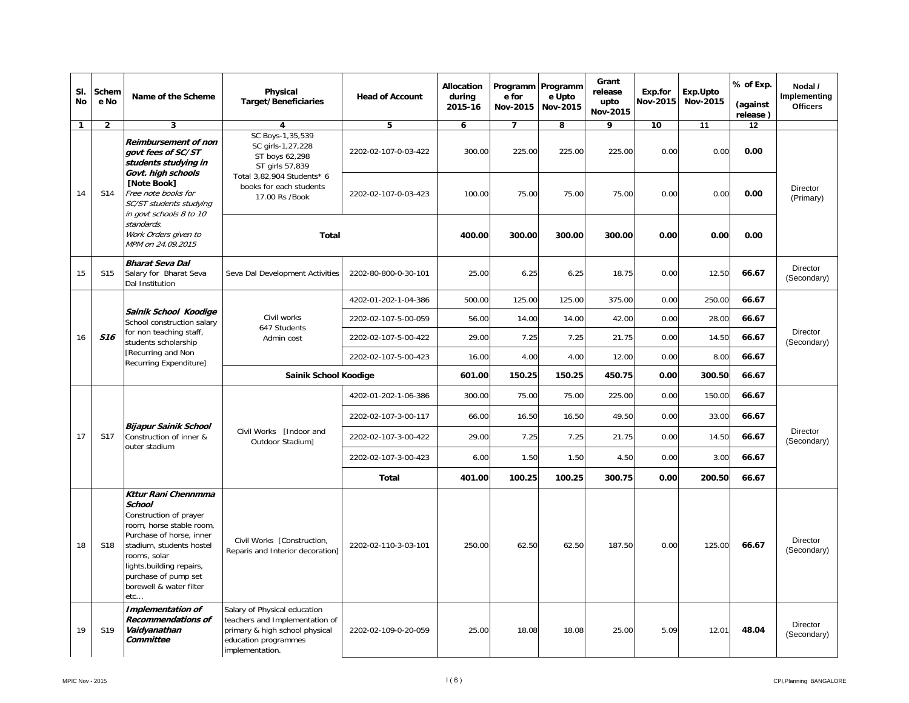| Sl. No | Scheme No | Name of the Scheme | Physical Target/Beneficiaries | Head of Account | Allocation during 2015-16 | Programme for Nov-2015 | Programme Upto Nov-2015 | Grant release upto Nov-2015 | Exp.for Nov-2015 | Exp.Upto Nov-2015 | % of Exp. (against release ) | Nodal / Implementing Officers |
|---|---|---|---|---|---|---|---|---|---|---|---|---|
| 1 | 2 | 3 | 4 | 5 | 6 | 7 | 8 | 9 | 10 | 11 | 12 | |
| 14 | S14 | ***Reimbursement of non govt fees of SC/ST students studying in Govt. high schools* [Note Book]** *Free note books for SC/ST students studying in govt schools 8 to 10 standards. Work Orders given to MPM on 24.09.2015* | SC Boys-1,35,539 SC girls-1,27,228 ST boys 62,298 ST girls 57,839 | 2202-02-107-0-03-422 | 300.00 | 225.00 | 225.00 | 225.00 | 0.00 | 0.00 | **0.00** | Director (Primary) |
| | | | Total 3,82,904 Students* 6 books for each students 17.00 Rs /Book | 2202-02-107-0-03-423 | 100.00 | 75.00 | 75.00 | 75.00 | 0.00 | 0.00 | **0.00** | |
| | | | **Total** | | **400.00** | **300.00** | **300.00** | **300.00** | **0.00** | **0.00** | **0.00** | |
| 15 | S15 | ***Bharat Seva Dal*** Salary for Bharat Seva Dal Institution | Seva Dal Development Activities | 2202-80-800-0-30-101 | 25.00 | 6.25 | 6.25 | 18.75 | 0.00 | 12.50 | **66.67** | Director (Secondary) |
| 16 | ***S16*** | ***Sainik School Koodige*** School construction salary for non teaching staff, students scholarship [Recurring and Non Recurring Expenditure] | Civil works 647 Students Admin cost | 4202-01-202-1-04-386 | 500.00 | 125.00 | 125.00 | 375.00 | 0.00 | 250.00 | **66.67** | Director (Secondary) |
| | | | | 2202-02-107-5-00-059 | 56.00 | 14.00 | 14.00 | 42.00 | 0.00 | 28.00 | **66.67** | |
| | | | | 2202-02-107-5-00-422 | 29.00 | 7.25 | 7.25 | 21.75 | 0.00 | 14.50 | **66.67** | |
| | | | | 2202-02-107-5-00-423 | 16.00 | 4.00 | 4.00 | 12.00 | 0.00 | 8.00 | **66.67** | |
| | | | **Sainik School Koodige** | | **601.00** | **150.25** | **150.25** | **450.75** | **0.00** | **300.50** | **66.67** | |
| 17 | S17 | ***Bijapur Sainik School*** Construction of inner & outer stadium | Civil Works [Indoor and Outdoor Stadium] | 4202-01-202-1-06-386 | 300.00 | 75.00 | 75.00 | 225.00 | 0.00 | 150.00 | **66.67** | Director (Secondary) |
| | | | | 2202-02-107-3-00-117 | 66.00 | 16.50 | 16.50 | 49.50 | 0.00 | 33.00 | **66.67** | |
| | | | | 2202-02-107-3-00-422 | 29.00 | 7.25 | 7.25 | 21.75 | 0.00 | 14.50 | **66.67** | |
| | | | | 2202-02-107-3-00-423 | 6.00 | 1.50 | 1.50 | 4.50 | 0.00 | 3.00 | **66.67** | |
| | | | | **Total** | **401.00** | **100.25** | **100.25** | **300.75** | **0.00** | **200.50** | **66.67** | |
| 18 | S18 | ***Kttur Rani Chennmma School*** Construction of prayer room, horse stable room, Purchase of horse, inner stadium, students hostel rooms, solar lights,building repairs, purchase of pump set borewell & water filter etc… | Civil Works [Construction, Reparis and Interior decoration] | 2202-02-110-3-03-101 | 250.00 | 62.50 | 62.50 | 187.50 | 0.00 | 125.00 | **66.67** | Director (Secondary) |
| 19 | S19 | ***Implementation of Recommendations of Vaidyanathan Committee*** | Salary of Physical education teachers and Implementation of primary & high school physical education programmes implementation. | 2202-02-109-0-20-059 | 25.00 | 18.08 | 18.08 | 25.00 | 5.09 | 12.01 | **48.04** | Director (Secondary) |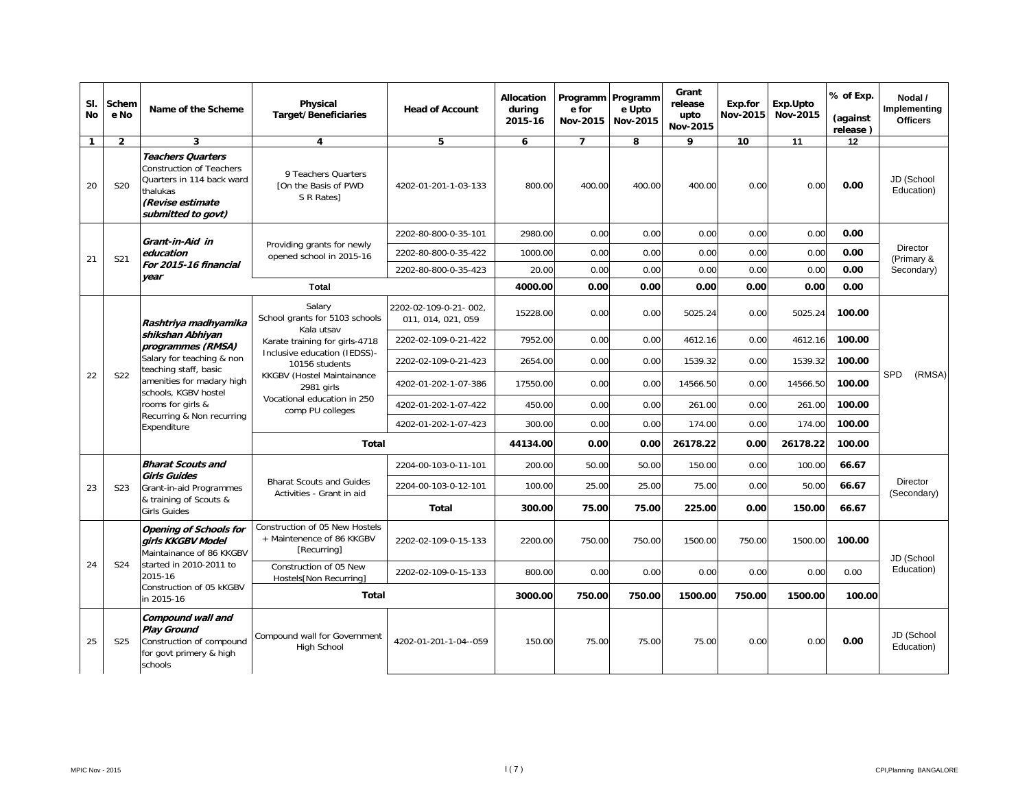| Sl. No | Scheme No | Name of the Scheme | Physical Target/Beneficiaries | Head of Account | Allocation during 2015-16 | Programme for Nov-2015 | Programme Upto Nov-2015 | Grant release upto Nov-2015 | Exp.for Nov-2015 | Exp.Upto Nov-2015 | % of Exp. (against release ) | Nodal / Implementing Officers |
|---|---|---|---|---|---|---|---|---|---|---|---|---|
| 1 | 2 | 3 | 4 | 5 | 6 | 7 | 8 | 9 | 10 | 11 | 12 | |
| 20 | S20 | ***Teachers Quarters*** Construction of Teachers Quarters in 114 back ward thalukas ***(Revise estimate submitted to govt)*** | 9 Teachers Quarters [On the Basis of PWD S R Rates] | 4202-01-201-1-03-133 | 800.00 | 400.00 | 400.00 | 400.00 | 0.00 | 0.00 | **0.00** | JD (School Education) |
| 21 | S21 | ***Grant-in-Aid in education For 2015-16 financial year*** | Providing grants for newly opened school in 2015-16 | 2202-80-800-0-35-101 | 2980.00 | 0.00 | 0.00 | 0.00 | 0.00 | 0.00 | **0.00** | Director (Primary & Secondary) |
| | | | | 2202-80-800-0-35-422 | 1000.00 | 0.00 | 0.00 | 0.00 | 0.00 | 0.00 | **0.00** | |
| | | | | 2202-80-800-0-35-423 | 20.00 | 0.00 | 0.00 | 0.00 | 0.00 | 0.00 | **0.00** | |
| | | | **Total** | | **4000.00** | **0.00** | **0.00** | **0.00** | **0.00** | **0.00** | **0.00** | |
| 22 | S22 | ***Rashtriya madhyamika shikshan Abhiyan programmes (RMSA)*** Salary for teaching & non teaching staff, basic amenities for madary high schools, KGBV hostel rooms for girls & Recurring & Non recurring Expenditure | Salary School grants for 5103 schools Kala utsav Karate training for girls-4718 Inclusive education (IEDSS)- 10156 students KKGBV (Hostel Maintainance 2981 girls Vocational education in 250 comp PU colleges | 2202-02-109-0-21- 002, 011, 014, 021, 059 | 15228.00 | 0.00 | 0.00 | 5025.24 | 0.00 | 5025.24 | **100.00** | SPD (RMSA) |
| | | | | 2202-02-109-0-21-422 | 7952.00 | 0.00 | 0.00 | 4612.16 | 0.00 | 4612.16 | **100.00** | |
| | | | | 2202-02-109-0-21-423 | 2654.00 | 0.00 | 0.00 | 1539.32 | 0.00 | 1539.32 | **100.00** | |
| | | | | 4202-01-202-1-07-386 | 17550.00 | 0.00 | 0.00 | 14566.50 | 0.00 | 14566.50 | **100.00** | |
| | | | | 4202-01-202-1-07-422 | 450.00 | 0.00 | 0.00 | 261.00 | 0.00 | 261.00 | **100.00** | |
| | | | | 4202-01-202-1-07-423 | 300.00 | 0.00 | 0.00 | 174.00 | 0.00 | 174.00 | **100.00** | |
| | | | **Total** | | **44134.00** | **0.00** | **0.00** | **26178.22** | **0.00** | **26178.22** | **100.00** | |
| 23 | S23 | ***Bharat Scouts and Girls Guides*** Grant-in-aid Programmes & training of Scouts & Girls Guides | Bharat Scouts and Guides Activities - Grant in aid | 2204-00-103-0-11-101 | 200.00 | 50.00 | 50.00 | 150.00 | 0.00 | 100.00 | **66.67** | Director (Secondary) |
| | | | | 2204-00-103-0-12-101 | 100.00 | 25.00 | 25.00 | 75.00 | 0.00 | 50.00 | **66.67** | |
| | | | | **Total** | **300.00** | **75.00** | **75.00** | **225.00** | **0.00** | **150.00** | **66.67** | |
| 24 | S24 | ***Opening of Schools for girls KKGBV Model*** Maintainance of 86 KKGBV started in 2010-2011 to 2015-16 Construction of 05 kKGBV in 2015-16 | Construction of 05 New Hostels + Maintenence of 86 KKGBV [Recurring] | 2202-02-109-0-15-133 | 2200.00 | 750.00 | 750.00 | 1500.00 | 750.00 | 1500.00 | **100.00** | JD (School Education) |
| | | | Construction of 05 New Hostels[Non Recurring] | 2202-02-109-0-15-133 | 800.00 | 0.00 | 0.00 | 0.00 | 0.00 | 0.00 | 0.00 | |
| | | | **Total** | | **3000.00** | **750.00** | **750.00** | **1500.00** | **750.00** | **1500.00** | **100.00** | |
| 25 | S25 | ***Compound wall and Play Ground*** Construction of compound for govt primery & high schools | Compound wall for Government High School | 4202-01-201-1-04--059 | 150.00 | 75.00 | 75.00 | 75.00 | 0.00 | 0.00 | **0.00** | JD (School Education) |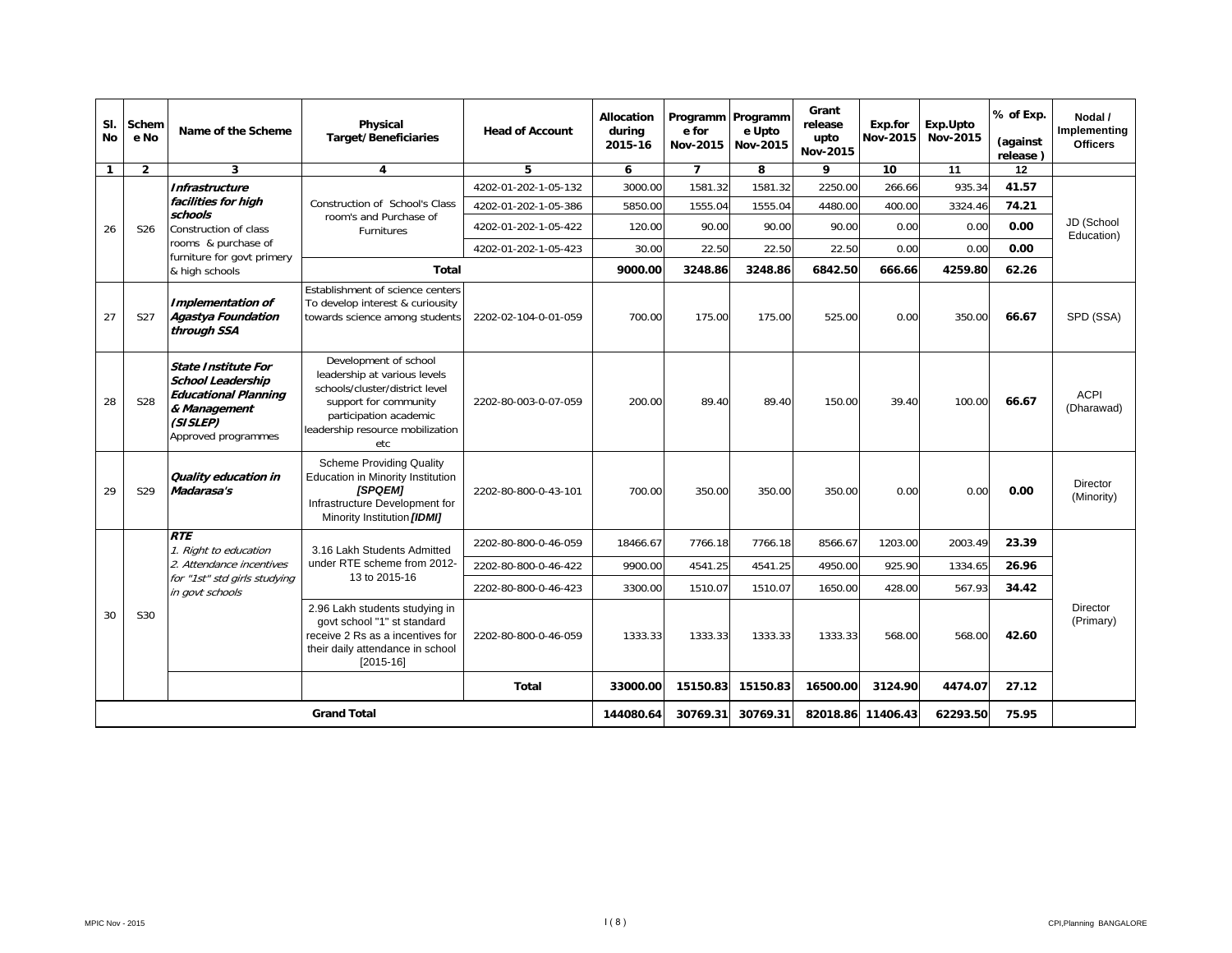| Sl. No | Scheme No | Name of the Scheme | Physical Target/Beneficiaries | Head of Account | Allocation during 2015-16 | Programme for Nov-2015 | Programme Upto Nov-2015 | Grant release upto Nov-2015 | Exp.for Nov-2015 | Exp.Upto Nov-2015 | % of Exp. (against release ) | Nodal / Implementing Officers |
|---|---|---|---|---|---|---|---|---|---|---|---|---|
| 1 | 2 | 3 | 4 | 5 | 6 | 7 | 8 | 9 | 10 | 11 | 12 | |
| 26 | S26 | ***Infrastructure facilities for high schools*** Construction of class rooms & purchase of furniture for govt primery & high schools | Construction of School's Class room's and Purchase of Furnitures | 4202-01-202-1-05-132 | 3000.00 | 1581.32 | 1581.32 | 2250.00 | 266.66 | 935.34 | **41.57** | JD (School Education) |
| | | | | 4202-01-202-1-05-386 | 5850.00 | 1555.04 | 1555.04 | 4480.00 | 400.00 | 3324.46 | **74.21** | |
| | | | | 4202-01-202-1-05-422 | 120.00 | 90.00 | 90.00 | 90.00 | 0.00 | 0.00 | **0.00** | |
| | | | | 4202-01-202-1-05-423 | 30.00 | 22.50 | 22.50 | 22.50 | 0.00 | 0.00 | **0.00** | |
| | | | **Total** | | **9000.00** | **3248.86** | **3248.86** | **6842.50** | **666.66** | **4259.80** | **62.26** | |
| 27 | S27 | ***Implementation of Agastya Foundation through SSA*** | Establishment of science centers To develop interest & curiousity towards science among students | 2202-02-104-0-01-059 | 700.00 | 175.00 | 175.00 | 525.00 | 0.00 | 350.00 | **66.67** | SPD (SSA) |
| 28 | S28 | ***State Institute For School Leadership Educational Planning & Management (SISLEP)*** Approved programmes | Development of school leadership at various levels schools/cluster/district level support for community participation academic leadership resource mobilization etc | 2202-80-003-0-07-059 | 200.00 | 89.40 | 89.40 | 150.00 | 39.40 | 100.00 | **66.67** | ACPI (Dharawad) |
| 29 | S29 | ***Quality education in Madarasa's*** | Scheme Providing Quality Education in Minority Institution ***[SPQEM]*** Infrastructure Development for Minority Institution ***[IDMI]*** | 2202-80-800-0-43-101 | 700.00 | 350.00 | 350.00 | 350.00 | 0.00 | 0.00 | **0.00** | Director (Minority) |
| 30 | S30 | ***RTE*** *1. Right to education* *2. Attendance incentives for "1st" std girls studying in govt schools* | 3.16 Lakh Students Admitted under RTE scheme from 2012-13 to 2015-16 | 2202-80-800-0-46-059 | 18466.67 | 7766.18 | 7766.18 | 8566.67 | 1203.00 | 2003.49 | **23.39** | Director (Primary) |
| | | | | 2202-80-800-0-46-422 | 9900.00 | 4541.25 | 4541.25 | 4950.00 | 925.90 | 1334.65 | **26.96** | |
| | | | | 2202-80-800-0-46-423 | 3300.00 | 1510.07 | 1510.07 | 1650.00 | 428.00 | 567.93 | **34.42** | |
| | | | 2.96 Lakh students studying in govt school "1" st standard receive 2 Rs as a incentives for their daily attendance in school [2015-16] | 2202-80-800-0-46-059 | 1333.33 | 1333.33 | 1333.33 | 1333.33 | 568.00 | 568.00 | **42.60** | |
| | | | | **Total** | **33000.00** | **15150.83** | **15150.83** | **16500.00** | **3124.90** | **4474.07** | **27.12** | |
| **Grand Total** | | | | | **144080.64** | **30769.31** | **30769.31** | **82018.86** | **11406.43** | **62293.50** | **75.95** | |